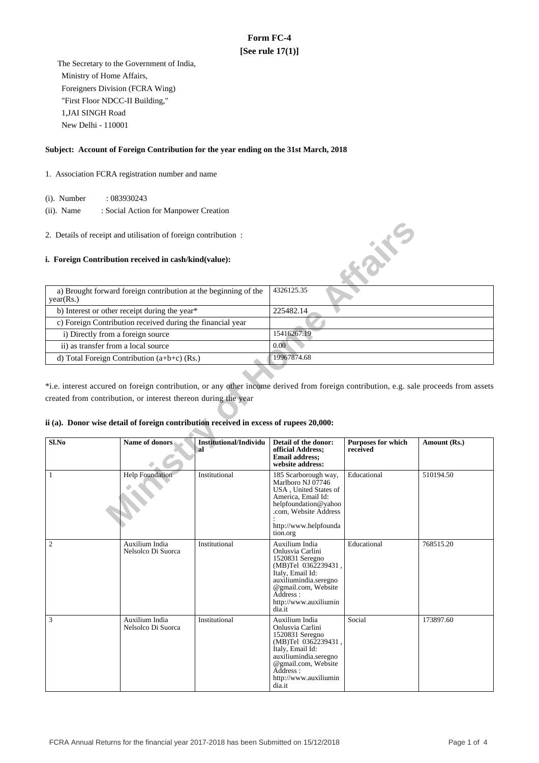# Form FC-4
**[See rule 17(1)]**

The Secretary to the Government of India,
Ministry of Home Affairs,
Foreigners Division (FCRA Wing)
"First Floor NDCC-II Building,"
1,JAI SINGH Road
New Delhi - 110001

**Subject: Account of Foreign Contribution for the year ending on the 31st March, 2018**

1. Association FCRA registration number and name

(i). Number : 083930243

(ii). Name : Social Action for Manpower Creation

2. Details of receipt and utilisation of foreign contribution :

**i. Foreign Contribution received in cash/kind(value):**

| | |
|---|---|
| a) Brought forward foreign contribution at the beginning of the year(Rs.) | 4326125.35 |
| b) Interest or other receipt during the year* | 225482.14 |
| c) Foreign Contribution received during the financial year | |
| i) Directly from a foreign source | 15416267.19 |
| ii) as transfer from a local source | 0.00 |
| d) Total Foreign Contribution (a+b+c) (Rs.) | 19967874.68 |

*i.e. interest accured on foreign contribution, or any other income derived from foreign contribution, e.g. sale proceeds from assets created from contribution, or interest thereon during the year

**ii (a). Donor wise detail of foreign contribution received in excess of rupees 20,000:**

| Sl.No | Name of donors | Institutional/Individual | Detail of the donor: official Address; Email address; website address: | Purposes for which received | Amount (Rs.) |
|---|---|---|---|---|---|
| 1 | Help Foundation | Institutional | 185 Scarborough way, Marlboro NJ 07746 USA , United States of America, Email Id: helpfoundation@yahoo.com, Website Address : http://www.helpfoundation.org | Educational | 510194.50 |
| 2 | Auxilium India Nelsolco Di Suorca | Institutional | Auxilium India Onlusvia Carlini 1520831 Seregno (MB)Tel 0362239431 , Italy, Email Id: auxiliumindia.seregno@gmail.com, Website Address : http://www.auxiliumindia.it | Educational | 768515.20 |
| 3 | Auxilium India Nelsolco Di Suorca | Institutional | Auxilium India Onlusvia Carlini 1520831 Seregno (MB)Tel 0362239431 , Italy, Email Id: auxiliumindia.seregno@gmail.com, Website Address : http://www.auxiliumindia.it | Social | 173897.60 |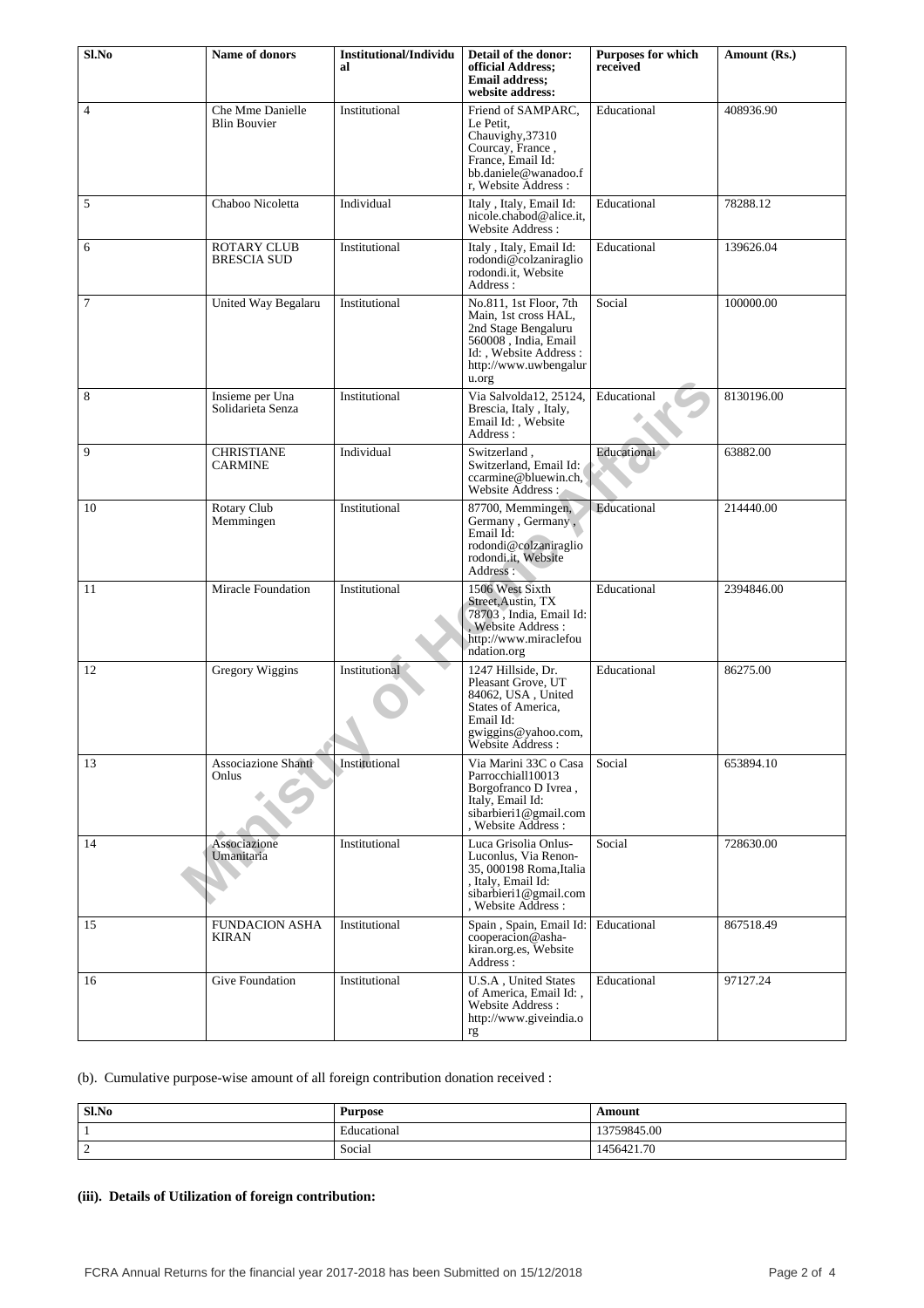| Sl.No | Name of donors | Institutional/Individual | Detail of the donor: official Address; Email address; website address: | Purposes for which received | Amount (Rs.) |
|---|---|---|---|---|---|
| 4 | Che Mme Danielle Blin Bouvier | Institutional | Friend of SAMPARC, Le Petit, Chauvighy,37310 Courcay, France , France, Email Id: bb.daniele@wanadoo.fr, Website Address : | Educational | 408936.90 |
| 5 | Chaboo Nicoletta | Individual | Italy , Italy, Email Id: nicole.chabod@alice.it, Website Address : | Educational | 78288.12 |
| 6 | ROTARY CLUB BRESCIA SUD | Institutional | Italy , Italy, Email Id: rodondi@colzaniraglio rodondi.it, Website Address : | Educational | 139626.04 |
| 7 | United Way Begalaru | Institutional | No.811, 1st Floor, 7th Main, 1st cross HAL, 2nd Stage Bengaluru 560008 , India, Email Id: , Website Address : http://www.uwbengaluru.org | Social | 100000.00 |
| 8 | Insieme per Una Solidarieta Senza | Institutional | Via Salvolda12, 25124, Brescia, Italy , Italy, Email Id: , Website Address : | Educational | 8130196.00 |
| 9 | CHRISTIANE CARMINE | Individual | Switzerland , Switzerland, Email Id: ccarmine@bluewin.ch, Website Address : | Educational | 63882.00 |
| 10 | Rotary Club Memmingen | Institutional | 87700, Memmingen, Germany , Germany , Email Id: rodondi@colzaniraglio rodondi.it, Website Address : | Educational | 214440.00 |
| 11 | Miracle Foundation | Institutional | 1506 West Sixth Street,Austin, TX 78703 , India, Email Id: , Website Address : http://www.miraclefoundation.org | Educational | 2394846.00 |
| 12 | Gregory Wiggins | Institutional | 1247 Hillside, Dr. Pleasant Grove, UT 84062, USA , United States of America, Email Id: gwiggins@yahoo.com, Website Address : | Educational | 86275.00 |
| 13 | Associazione Shanti Onlus | Institutional | Via Marini 33C o Casa Parrocchiall10013 Borgofranco D Ivrea , Italy, Email Id: sibarbieri1@gmail.com , Website Address : | Social | 653894.10 |
| 14 | Associazione Umanitaria | Institutional | Luca Grisolia Onlus-Luconlus, Via Renon-35, 000198 Roma,Italia , Italy, Email Id: sibarbieri1@gmail.com , Website Address : | Social | 728630.00 |
| 15 | FUNDACION ASHA KIRAN | Institutional | Spain , Spain, Email Id: cooperacion@asha-kiran.org.es, Website Address : | Educational | 867518.49 |
| 16 | Give Foundation | Institutional | U.S.A , United States of America, Email Id: , Website Address : http://www.giveindia.org | Educational | 97127.24 |

(b). Cumulative purpose-wise amount of all foreign contribution donation received :

| Sl.No | Purpose | Amount |
|---|---|---|
| 1 | Educational | 13759845.00 |
| 2 | Social | 1456421.70 |

**(iii). Details of Utilization of foreign contribution:**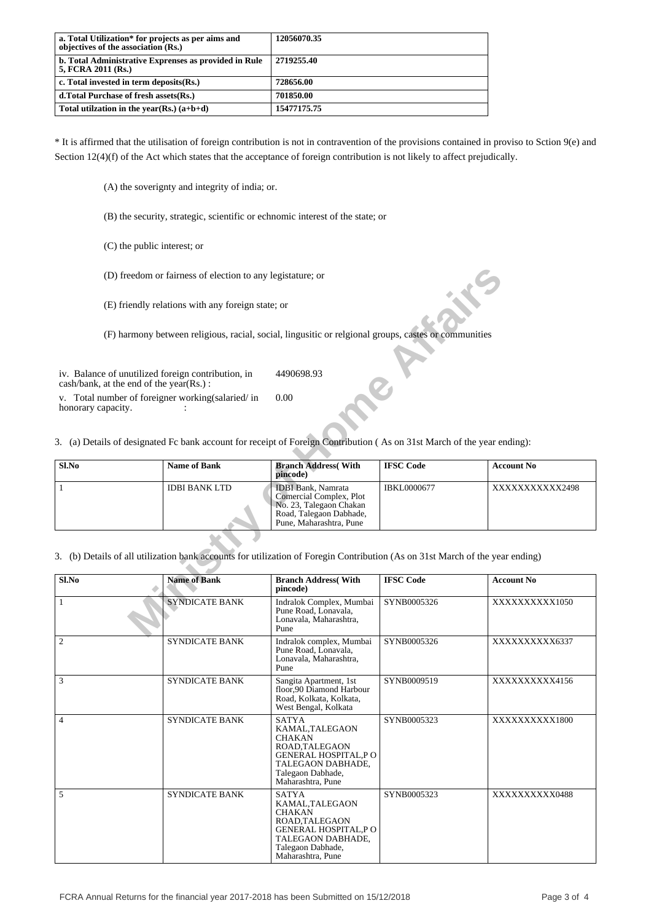| a. Total Utilization* for projects as per aims and objectives of the association (Rs.) | 12056070.35 |
|---|---|
| b. Total Administrative Exprenses as provided in Rule 5, FCRA 2011 (Rs.) | 2719255.40 |
| c. Total invested in term deposits(Rs.) | 728656.00 |
| d.Total Purchase of fresh assets(Rs.) | 701850.00 |
| Total utilzation in the year(Rs.) (a+b+d) | 15477175.75 |

* It is affirmed that the utilisation of foreign contribution is not in contravention of the provisions contained in proviso to Sction 9(e) and Section 12(4)(f) of the Act which states that the acceptance of foreign contribution is not likely to affect prejudically.

(A) the soverignty and integrity of india; or.

(B) the security, strategic, scientific or echnomic interest of the state; or

(C) the public interest; or

(D) freedom or fairness of election to any legistature; or

(E) friendly relations with any foreign state; or

(F) harmony between religious, racial, social, lingusitic or relgional groups, castes or communities

iv. Balance of unutilized foreign contribution, in cash/bank, at the end of the year(Rs.) : 4490698.93

v. Total number of foreigner working(salaried/ in honorary capacity. : 0.00

3. (a) Details of designated Fc bank account for receipt of Foreign Contribution ( As on 31st March of the year ending):

| Sl.No | Name of Bank | Branch Address( With pincode) | IFSC Code | Account No |
|---|---|---|---|---|
| 1 | IDBI BANK LTD | IDBI Bank, Namrata Comercial Complex, Plot No. 23, Talegaon Chakan Road, Talegaon Dabhade, Pune, Maharashtra, Pune | IBKL0000677 | XXXXXXXXXXX2498 |

3. (b) Details of all utilization bank accounts for utilization of Foregin Contribution (As on 31st March of the year ending)

| Sl.No | Name of Bank | Branch Address( With pincode) | IFSC Code | Account No |
|---|---|---|---|---|
| 1 | SYNDICATE BANK | Indralok Complex, Mumbai Pune Road, Lonavala, Lonavala, Maharashtra, Pune | SYNB0005326 | XXXXXXXXXX1050 |
| 2 | SYNDICATE BANK | Indralok complex, Mumbai Pune Road, Lonavala, Lonavala, Maharashtra, Pune | SYNB0005326 | XXXXXXXXXX6337 |
| 3 | SYNDICATE BANK | Sangita Apartment, 1st floor,90 Diamond Harbour Road, Kolkata, Kolkata, West Bengal, Kolkata | SYNB0009519 | XXXXXXXXXX4156 |
| 4 | SYNDICATE BANK | SATYA KAMAL,TALEGAON CHAKAN ROAD,TALEGAON GENERAL HOSPITAL,P O TALEGAON DABHADE, Talegaon Dabhade, Maharashtra, Pune | SYNB0005323 | XXXXXXXXXX1800 |
| 5 | SYNDICATE BANK | SATYA KAMAL,TALEGAON CHAKAN ROAD,TALEGAON GENERAL HOSPITAL,P O TALEGAON DABHADE, Talegaon Dabhade, Maharashtra, Pune | SYNB0005323 | XXXXXXXXXX0488 |

FCRA Annual Returns for the financial year 2017-2018 has been Submitted on 15/12/2018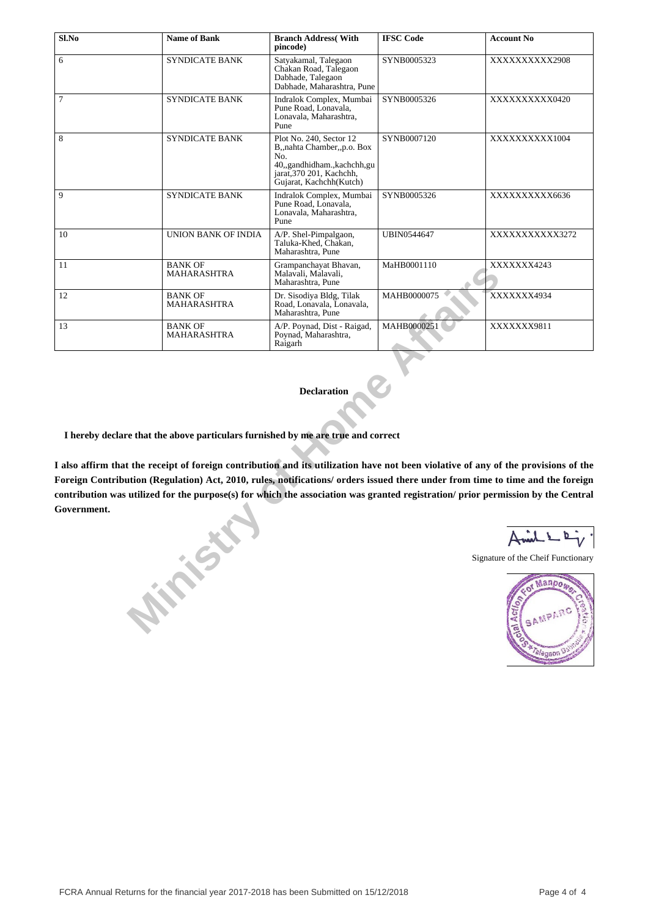| Sl.No | Name of Bank | Branch Address( With pincode) | IFSC Code | Account No |
|---|---|---|---|---|
| 6 | SYNDICATE BANK | Satyakamal, Talegaon Chakan Road, Talegaon Dabhade, Talegaon Dabhade, Maharashtra, Pune | SYNB0005323 | XXXXXXXXXX2908 |
| 7 | SYNDICATE BANK | Indralok Complex, Mumbai Pune Road, Lonavala, Maharashtra, Pune | SYNB0005326 | XXXXXXXXXX0420 |
| 8 | SYNDICATE BANK | Plot No. 240, Sector 12 B,,nahta Chamber,,p.o. Box No. 40,,gandhidham.,kachchh,gujarat,370 201, Kachchh, Gujarat, Kachchh(Kutch) | SYNB0007120 | XXXXXXXXXX1004 |
| 9 | SYNDICATE BANK | Indralok Complex, Mumbai Pune Road, Lonavala, Lonavala, Maharashtra, Pune | SYNB0005326 | XXXXXXXXXX6636 |
| 10 | UNION BANK OF INDIA | A/P. Shel-Pimpalgaon, Taluka-Khed, Chakan, Maharashtra, Pune | UBIN0544647 | XXXXXXXXXXX3272 |
| 11 | BANK OF MAHARASHTRA | Grampanchayat Bhavan, Malavali, Malavali, Maharashtra, Pune | MaHB0001110 | XXXXXXX4243 |
| 12 | BANK OF MAHARASHTRA | Dr. Sisodiya Bldg, Tilak Road, Lonavala, Lonavala, Maharashtra, Pune | MAHB0000075 | XXXXXXX4934 |
| 13 | BANK OF MAHARASHTRA | A/P. Poynad, Dist - Raigad, Poynad, Maharashtra, Raigarh | MAHB0000251 | XXXXXXX9811 |

**Declaration**

**I hereby declare that the above particulars furnished by me are true and correct**

**I also affirm that the receipt of foreign contribution and its utilization have not been violative of any of the provisions of the Foreign Contribution (Regulation) Act, 2010, rules, notifications/ orders issued there under from time to time and the foreign contribution was utilized for the purpose(s) for which the association was granted registration/ prior permission by the Central Government.**

Signature of the Cheif Functionary

FCRA Annual Returns for the financial year 2017-2018 has been Submitted on 15/12/2018